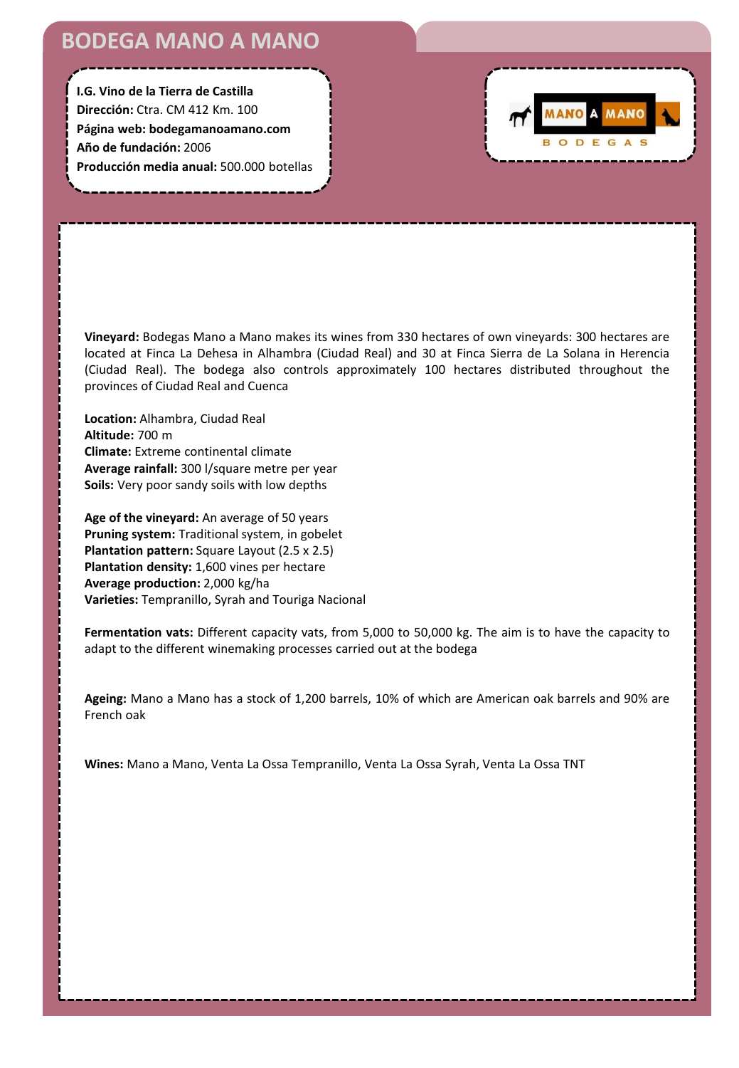# BODEGA MANO A MANO

**I.G. Vino de la Tierra de Castilla**
**Dirección:** Ctra. CM 412 Km. 100
**Página web: bodegamanoamano.com**
**Año de fundación:** 2006
**Producción media anual:** 500.000 botellas

MANO A MANO
BODEGAS

**Vineyard:** Bodegas Mano a Mano makes its wines from 330 hectares of own vineyards: 300 hectares are located at Finca La Dehesa in Alhambra (Ciudad Real) and 30 at Finca Sierra de La Solana in Herencia (Ciudad Real). The bodega also controls approximately 100 hectares distributed throughout the provinces of Ciudad Real and Cuenca

**Location:** Alhambra, Ciudad Real
**Altitude:** 700 m
**Climate:** Extreme continental climate
**Average rainfall:** 300 l/square metre per year
**Soils:** Very poor sandy soils with low depths

**Age of the vineyard:** An average of 50 years
**Pruning system:** Traditional system, in gobelet
**Plantation pattern:** Square Layout (2.5 x 2.5)
**Plantation density:** 1,600 vines per hectare
**Average production:** 2,000 kg/ha
**Varieties:** Tempranillo, Syrah and Touriga Nacional

**Fermentation vats:** Different capacity vats, from 5,000 to 50,000 kg. The aim is to have the capacity to adapt to the different winemaking processes carried out at the bodega

**Ageing:** Mano a Mano has a stock of 1,200 barrels, 10% of which are American oak barrels and 90% are French oak

**Wines:** Mano a Mano, Venta La Ossa Tempranillo, Venta La Ossa Syrah, Venta La Ossa TNT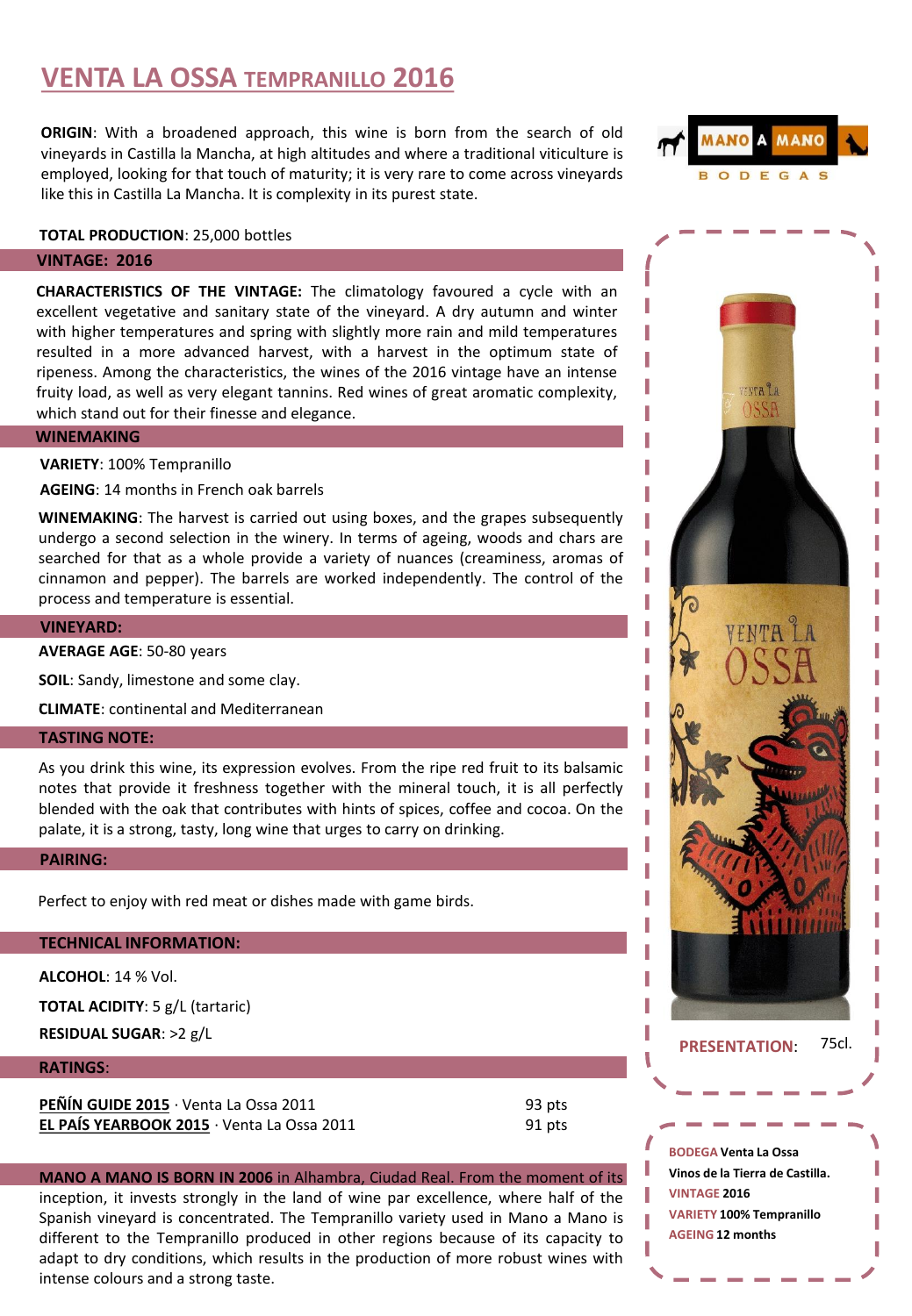# VENTA LA OSSA TEMPRANILLO 2016

**ORIGIN**: With a broadened approach, this wine is born from the search of old vineyards in Castilla la Mancha, at high altitudes and where a traditional viticulture is employed, looking for that touch of maturity; it is very rare to come across vineyards like this in Castilla La Mancha. It is complexity in its purest state.

**TOTAL PRODUCTION**: 25,000 bottles

## VINTAGE: 2016

**CHARACTERISTICS OF THE VINTAGE:** The climatology favoured a cycle with an excellent vegetative and sanitary state of the vineyard. A dry autumn and winter with higher temperatures and spring with slightly more rain and mild temperatures resulted in a more advanced harvest, with a harvest in the optimum state of ripeness. Among the characteristics, the wines of the 2016 vintage have an intense fruity load, as well as very elegant tannins. Red wines of great aromatic complexity, which stand out for their finesse and elegance.

## WINEMAKING

**VARIETY**: 100% Tempranillo

**AGEING**: 14 months in French oak barrels

**WINEMAKING**: The harvest is carried out using boxes, and the grapes subsequently undergo a second selection in the winery. In terms of ageing, woods and chars are searched for that as a whole provide a variety of nuances (creaminess, aromas of cinnamon and pepper). The barrels are worked independently. The control of the process and temperature is essential.

## VINEYARD:

**AVERAGE AGE**: 50-80 years

**SOIL**: Sandy, limestone and some clay.

**CLIMATE**: continental and Mediterranean

## TASTING NOTE:

As you drink this wine, its expression evolves. From the ripe red fruit to its balsamic notes that provide it freshness together with the mineral touch, it is all perfectly blended with the oak that contributes with hints of spices, coffee and cocoa. On the palate, it is a strong, tasty, long wine that urges to carry on drinking.

## PAIRING:

Perfect to enjoy with red meat or dishes made with game birds.

## TECHNICAL INFORMATION:

**ALCOHOL**: 14 % Vol.

**TOTAL ACIDITY**: 5 g/L (tartaric)

**RESIDUAL SUGAR**: >2 g/L

## RATINGS:

| | |
|---|---|
| **PEÑÍN GUIDE 2015** · Venta La Ossa 2011 | 93 pts |
| **EL PAÍS YEARBOOK 2015** · Venta La Ossa 2011 | 91 pts |

**MANO A MANO IS BORN IN 2006** in Alhambra, Ciudad Real. From the moment of its inception, it invests strongly in the land of wine par excellence, where half of the Spanish vineyard is concentrated. The Tempranillo variety used in Mano a Mano is different to the Tempranillo produced in other regions because of its capacity to adapt to dry conditions, which results in the production of more robust wines with intense colours and a strong taste.

MANO A MANO
BODEGAS

**PRESENTATION**: 75cl.

**BODEGA** Venta La Ossa
Vinos de la Tierra de Castilla.
**VINTAGE** 2016
**VARIETY** 100% Tempranillo
**AGEING** 12 months